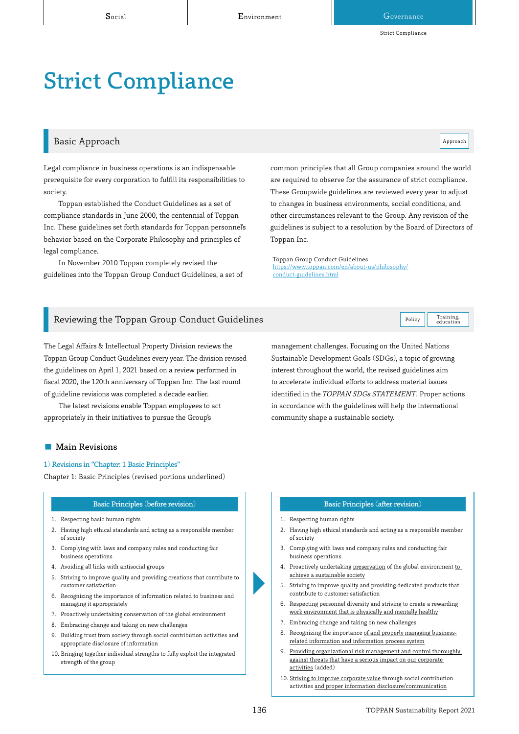// Strict Compliance

## Basic Approach

Approach

Legal compliance in business operations is an indispensable prerequisite for every corporation to fulfill its responsibilities to society.

Toppan established the Conduct Guidelines as a set of compliance standards in June 2000, the centennial of Toppan Inc. These guidelines set forth standards for Toppan personnel's behavior based on the Corporate Philosophy and principles of legal compliance.

In November 2010 Toppan completely revised the guidelines into the Toppan Group Conduct Guidelines, a set of common principles that all Group companies around the world are required to observe for the assurance of strict compliance. These Groupwide guidelines are reviewed every year to adjust to changes in business environments, social conditions, and other circumstances relevant to the Group. Any revision of the guidelines is subject to a resolution by the Board of Directors of Toppan Inc.

Toppan Group Conduct Guidelines
https://www.toppan.com/en/about-us/philosophy/conduct-guidelines.html

## Reviewing the Toppan Group Conduct Guidelines

Policy | Training, education

The Legal Affairs & Intellectual Property Division reviews the Toppan Group Conduct Guidelines every year. The division revised the guidelines on April 1, 2021 based on a review performed in fiscal 2020, the 120th anniversary of Toppan Inc. The last round of guideline revisions was completed a decade earlier.

The latest revisions enable Toppan employees to act appropriately in their initiatives to pursue the Group's management challenges. Focusing on the United Nations Sustainable Development Goals (SDGs), a topic of growing interest throughout the world, the revised guidelines aim to accelerate individual efforts to address material issues identified in the *TOPPAN SDGs STATEMENT*. Proper actions in accordance with the guidelines will help the international community shape a sustainable society.

### Main Revisions

1) Revisions in "Chapter: 1 Basic Principles"

Chapter 1: Basic Principles (revised portions underlined)

**Basic Principles (before revision)**

1. Respecting basic human rights
2. Having high ethical standards and acting as a responsible member of society
3. Complying with laws and company rules and conducting fair business operations
4. Avoiding all links with antisocial groups
5. Striving to improve quality and providing creations that contribute to customer satisfaction
6. Recognizing the importance of information related to business and managing it appropriately
7. Proactively undertaking conservation of the global environment
8. Embracing change and taking on new challenges
9. Building trust from society through social contribution activities and appropriate disclosure of information
10. Bringing together individual strengths to fully exploit the integrated strength of the group

**Basic Principles (after revision)**

1. Respecting human rights
2. Having high ethical standards and acting as a responsible member of society
3. Complying with laws and company rules and conducting fair business operations
4. Proactively undertaking <u>preservation</u> of the global environment <u>to achieve a sustainable society</u>
5. Striving to improve quality and providing dedicated products that contribute to customer satisfaction
6. <u>Respecting personnel diversity and striving to create a rewarding work environment that is physically and mentally healthy</u>
7. Embracing change and taking on new challenges
8. Recognizing the importance <u>of and properly managing business-related information and information process system</u>
9. <u>Providing organizational risk management and control thoroughly against threats that have a serious impact on our corporate activities</u> (added)
10. <u>Striving to improve corporate value</u> through social contribution activities <u>and proper information disclosure/communication</u>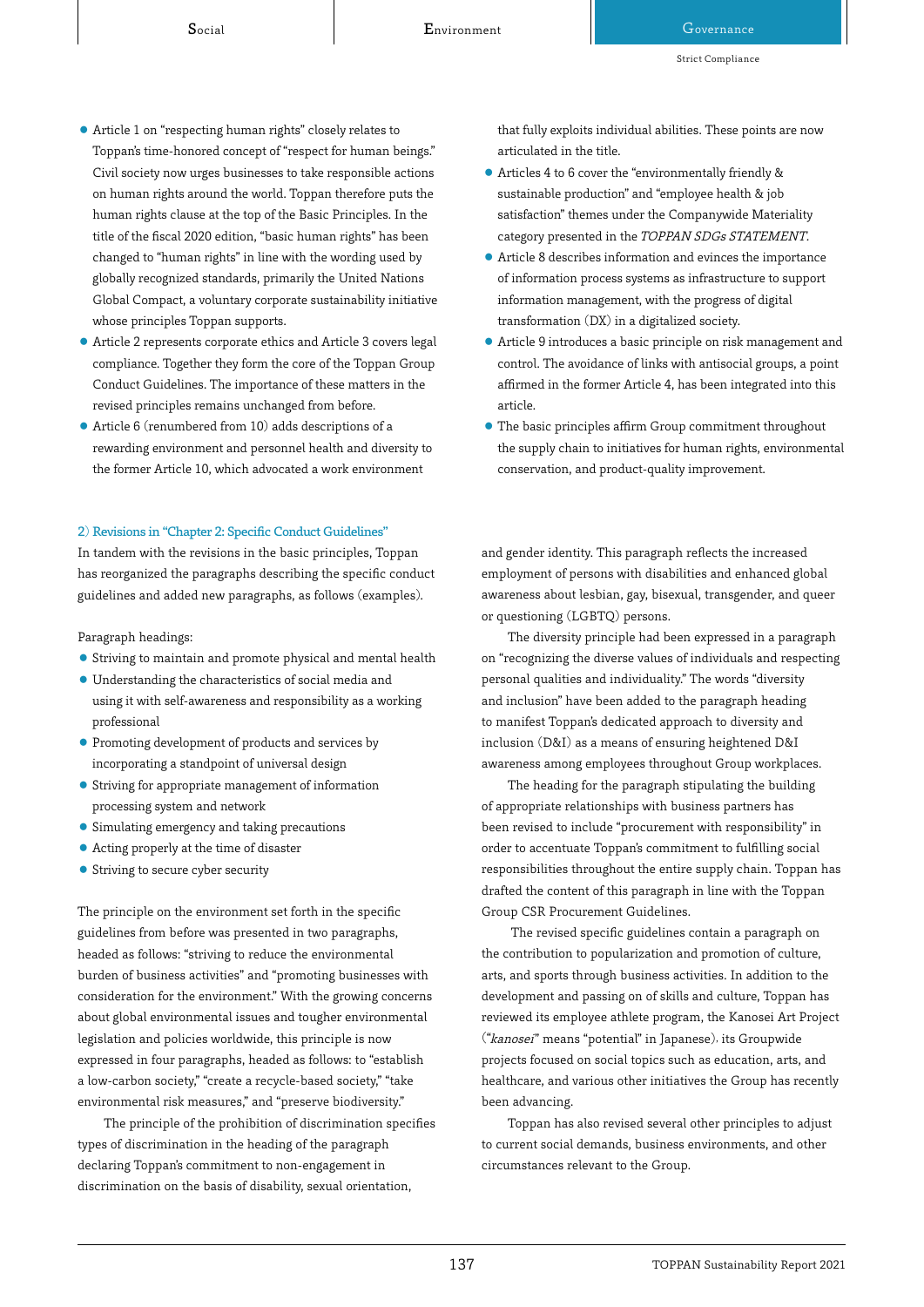- Article 1 on "respecting human rights" closely relates to Toppan's time-honored concept of "respect for human beings." Civil society now urges businesses to take responsible actions on human rights around the world. Toppan therefore puts the human rights clause at the top of the Basic Principles. In the title of the fiscal 2020 edition, "basic human rights" has been changed to "human rights" in line with the wording used by globally recognized standards, primarily the United Nations Global Compact, a voluntary corporate sustainability initiative whose principles Toppan supports.
- Article 2 represents corporate ethics and Article 3 covers legal compliance. Together they form the core of the Toppan Group Conduct Guidelines. The importance of these matters in the revised principles remains unchanged from before.
- Article 6 (renumbered from 10) adds descriptions of a rewarding environment and personnel health and diversity to the former Article 10, which advocated a work environment that fully exploits individual abilities. These points are now articulated in the title.
- Articles 4 to 6 cover the "environmentally friendly & sustainable production" and "employee health & job satisfaction" themes under the Companywide Materiality category presented in the *TOPPAN SDGs STATEMENT*.
- Article 8 describes information and evinces the importance of information process systems as infrastructure to support information management, with the progress of digital transformation (DX) in a digitalized society.
- Article 9 introduces a basic principle on risk management and control. The avoidance of links with antisocial groups, a point affirmed in the former Article 4, has been integrated into this article.
- The basic principles affirm Group commitment throughout the supply chain to initiatives for human rights, environmental conservation, and product-quality improvement.

### 2) Revisions in "Chapter 2: Specific Conduct Guidelines"

In tandem with the revisions in the basic principles, Toppan has reorganized the paragraphs describing the specific conduct guidelines and added new paragraphs, as follows (examples).

Paragraph headings:

- Striving to maintain and promote physical and mental health
- Understanding the characteristics of social media and using it with self-awareness and responsibility as a working professional
- Promoting development of products and services by incorporating a standpoint of universal design
- Striving for appropriate management of information processing system and network
- Simulating emergency and taking precautions
- Acting properly at the time of disaster
- Striving to secure cyber security

The principle on the environment set forth in the specific guidelines from before was presented in two paragraphs, headed as follows: "striving to reduce the environmental burden of business activities" and "promoting businesses with consideration for the environment." With the growing concerns about global environmental issues and tougher environmental legislation and policies worldwide, this principle is now expressed in four paragraphs, headed as follows: to "establish a low-carbon society," "create a recycle-based society," "take environmental risk measures," and "preserve biodiversity."

The principle of the prohibition of discrimination specifies types of discrimination in the heading of the paragraph declaring Toppan's commitment to non-engagement in discrimination on the basis of disability, sexual orientation, and gender identity. This paragraph reflects the increased employment of persons with disabilities and enhanced global awareness about lesbian, gay, bisexual, transgender, and queer or questioning (LGBTQ) persons.

The diversity principle had been expressed in a paragraph on "recognizing the diverse values of individuals and respecting personal qualities and individuality." The words "diversity and inclusion" have been added to the paragraph heading to manifest Toppan's dedicated approach to diversity and inclusion (D&I) as a means of ensuring heightened D&I awareness among employees throughout Group workplaces.

The heading for the paragraph stipulating the building of appropriate relationships with business partners has been revised to include "procurement with responsibility" in order to accentuate Toppan's commitment to fulfilling social responsibilities throughout the entire supply chain. Toppan has drafted the content of this paragraph in line with the Toppan Group CSR Procurement Guidelines.

The revised specific guidelines contain a paragraph on the contribution to popularization and promotion of culture, arts, and sports through business activities. In addition to the development and passing on of skills and culture, Toppan has reviewed its employee athlete program, the Kanosei Art Project ("*kanosei*" means "potential" in Japanese), its Groupwide projects focused on social topics such as education, arts, and healthcare, and various other initiatives the Group has recently been advancing.

Toppan has also revised several other principles to adjust to current social demands, business environments, and other circumstances relevant to the Group.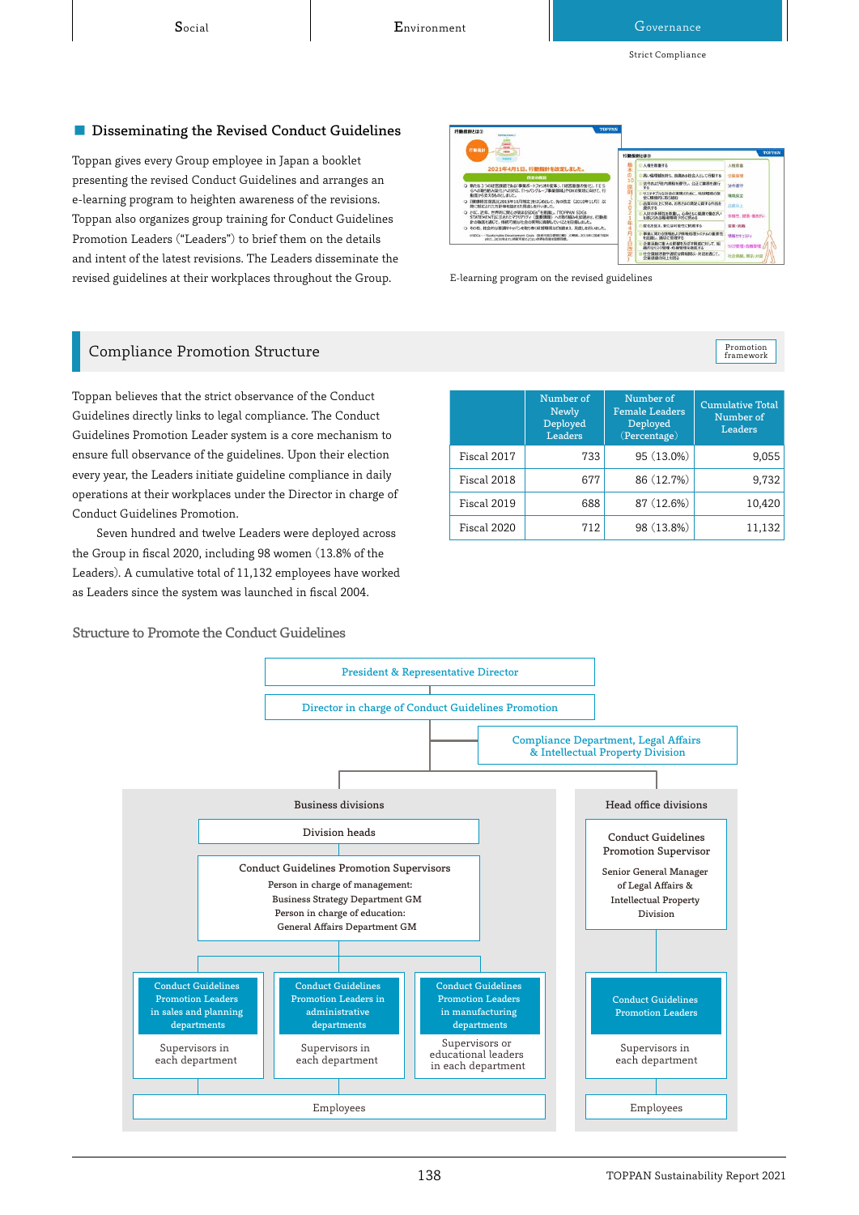## Disseminating the Revised Conduct Guidelines

Toppan gives every Group employee in Japan a booklet presenting the revised Conduct Guidelines and arranges an e-learning program to heighten awareness of the revisions. Toppan also organizes group training for Conduct Guidelines Promotion Leaders (“Leaders”) to brief them on the details and intent of the latest revisions. The Leaders disseminate the revised guidelines at their workplaces throughout the Group.

E-learning program on the revised guidelines

## Compliance Promotion Structure

Promotion framework

Toppan believes that the strict observance of the Conduct Guidelines directly links to legal compliance. The Conduct Guidelines Promotion Leader system is a core mechanism to ensure full observance of the guidelines. Upon their election every year, the Leaders initiate guideline compliance in daily operations at their workplaces under the Director in charge of Conduct Guidelines Promotion.

Seven hundred and twelve Leaders were deployed across the Group in fiscal 2020, including 98 women (13.8% of the Leaders). A cumulative total of 11,132 employees have worked as Leaders since the system was launched in fiscal 2004.

| | Number of Newly Deployed Leaders | Number of Female Leaders Deployed (Percentage) | Cumulative Total Number of Leaders |
|---|---|---|---|
| Fiscal 2017 | 733 | 95 (13.0%) | 9,055 |
| Fiscal 2018 | 677 | 86 (12.7%) | 9,732 |
| Fiscal 2019 | 688 | 87 (12.6%) | 10,420 |
| Fiscal 2020 | 712 | 98 (13.8%) | 11,132 |

### Structure to Promote the Conduct Guidelines

- President & Representative Director
- Director in charge of Conduct Guidelines Promotion
- Compliance Department, Legal Affairs & Intellectual Property Division

**Business divisions**

- Division heads
- Conduct Guidelines Promotion Supervisors
  - Person in charge of management: Business Strategy Department GM
  - Person in charge of education: General Affairs Department GM
- Conduct Guidelines Promotion Leaders in sales and planning departments — Supervisors in each department
- Conduct Guidelines Promotion Leaders in administrative departments — Supervisors in each department
- Conduct Guidelines Promotion Leaders in manufacturing departments — Supervisors or educational leaders in each department
- Employees

**Head office divisions**

- Conduct Guidelines Promotion Supervisor — Senior General Manager of Legal Affairs & Intellectual Property Division
- Conduct Guidelines Promotion Leaders — Supervisors in each department
- Employees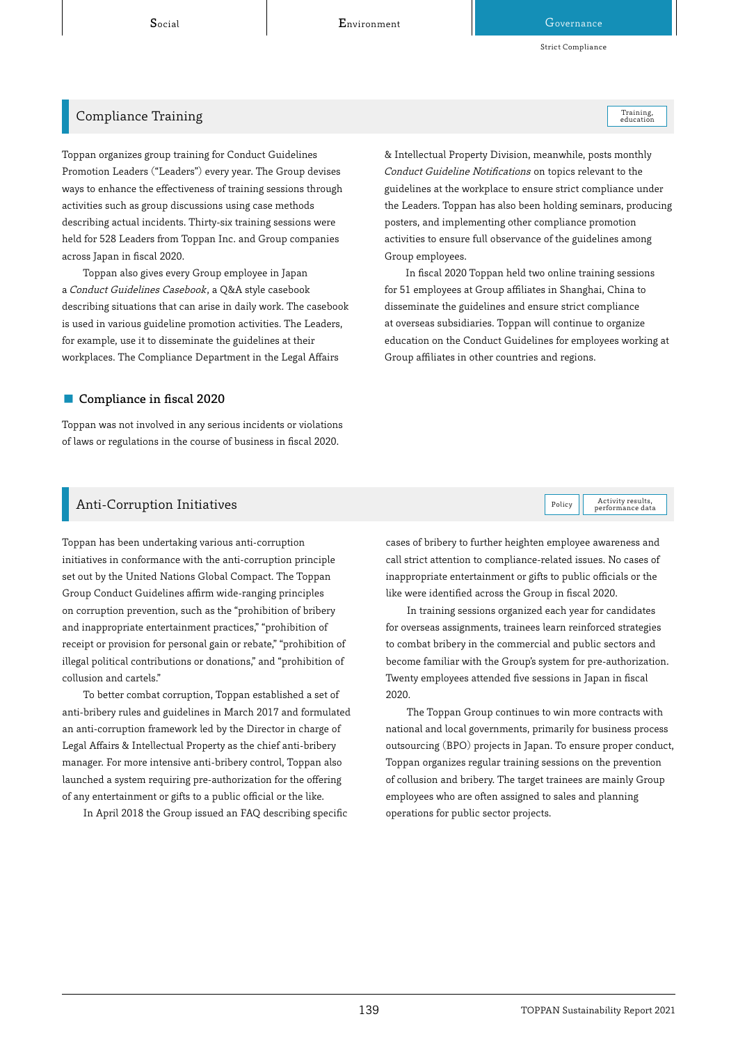## Compliance Training

Training, education

Toppan organizes group training for Conduct Guidelines Promotion Leaders ("Leaders") every year. The Group devises ways to enhance the effectiveness of training sessions through activities such as group discussions using case methods describing actual incidents. Thirty-six training sessions were held for 528 Leaders from Toppan Inc. and Group companies across Japan in fiscal 2020.

Toppan also gives every Group employee in Japan a *Conduct Guidelines Casebook*, a Q&A style casebook describing situations that can arise in daily work. The casebook is used in various guideline promotion activities. The Leaders, for example, use it to disseminate the guidelines at their workplaces. The Compliance Department in the Legal Affairs & Intellectual Property Division, meanwhile, posts monthly *Conduct Guideline Notifications* on topics relevant to the guidelines at the workplace to ensure strict compliance under the Leaders. Toppan has also been holding seminars, producing posters, and implementing other compliance promotion activities to ensure full observance of the guidelines among Group employees.

In fiscal 2020 Toppan held two online training sessions for 51 employees at Group affiliates in Shanghai, China to disseminate the guidelines and ensure strict compliance at overseas subsidiaries. Toppan will continue to organize education on the Conduct Guidelines for employees working at Group affiliates in other countries and regions.

### Compliance in fiscal 2020

Toppan was not involved in any serious incidents or violations of laws or regulations in the course of business in fiscal 2020.

## Anti-Corruption Initiatives

Policy | Activity results, performance data

Toppan has been undertaking various anti-corruption initiatives in conformance with the anti-corruption principle set out by the United Nations Global Compact. The Toppan Group Conduct Guidelines affirm wide-ranging principles on corruption prevention, such as the "prohibition of bribery and inappropriate entertainment practices," "prohibition of receipt or provision for personal gain or rebate," "prohibition of illegal political contributions or donations," and "prohibition of collusion and cartels."

To better combat corruption, Toppan established a set of anti-bribery rules and guidelines in March 2017 and formulated an anti-corruption framework led by the Director in charge of Legal Affairs & Intellectual Property as the chief anti-bribery manager. For more intensive anti-bribery control, Toppan also launched a system requiring pre-authorization for the offering of any entertainment or gifts to a public official or the like.

In April 2018 the Group issued an FAQ describing specific cases of bribery to further heighten employee awareness and call strict attention to compliance-related issues. No cases of inappropriate entertainment or gifts to public officials or the like were identified across the Group in fiscal 2020.

In training sessions organized each year for candidates for overseas assignments, trainees learn reinforced strategies to combat bribery in the commercial and public sectors and become familiar with the Group's system for pre-authorization. Twenty employees attended five sessions in Japan in fiscal 2020.

The Toppan Group continues to win more contracts with national and local governments, primarily for business process outsourcing (BPO) projects in Japan. To ensure proper conduct, Toppan organizes regular training sessions on the prevention of collusion and bribery. The target trainees are mainly Group employees who are often assigned to sales and planning operations for public sector projects.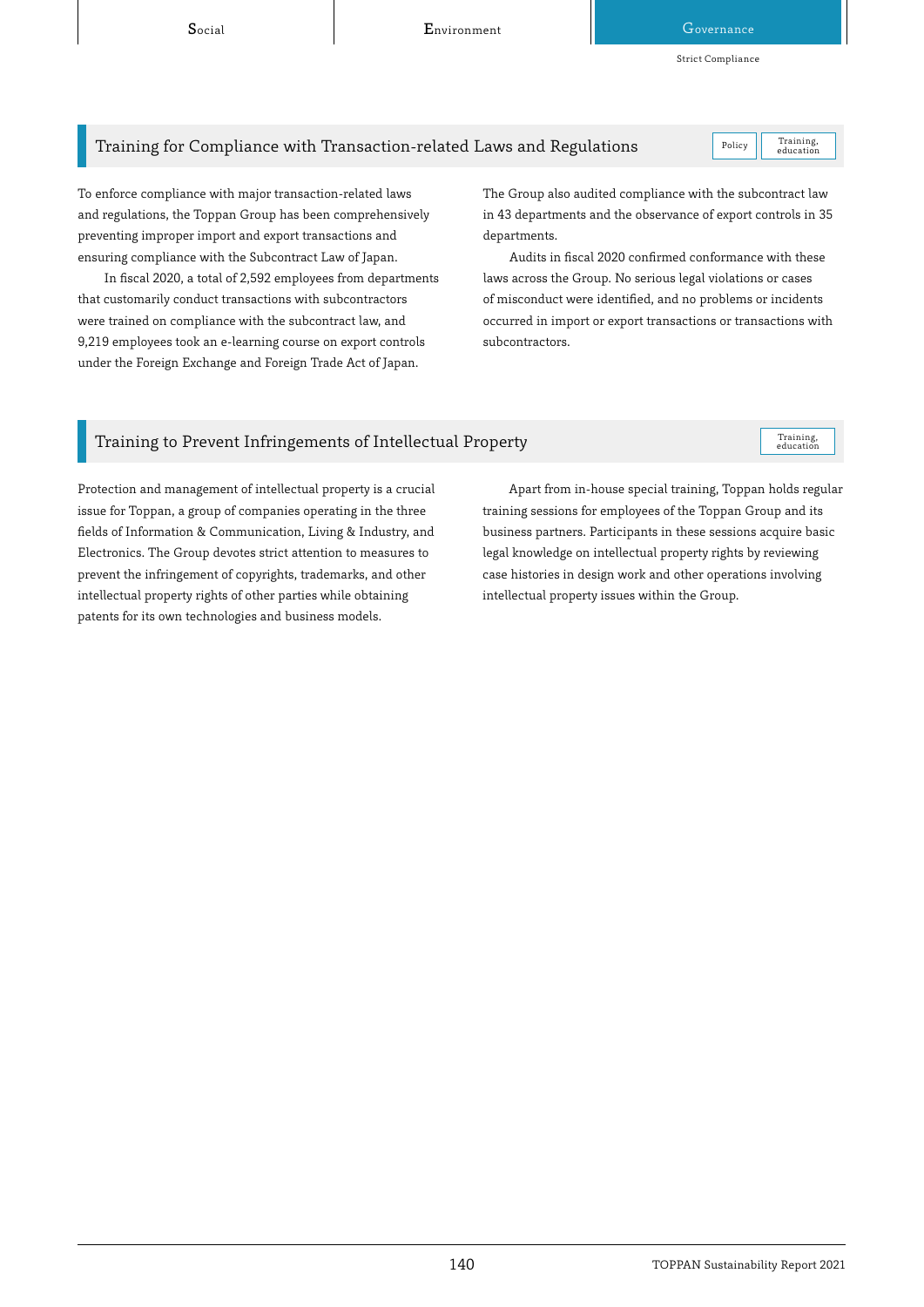## Training for Compliance with Transaction-related Laws and Regulations

Policy | Training, education

To enforce compliance with major transaction-related laws and regulations, the Toppan Group has been comprehensively preventing improper import and export transactions and ensuring compliance with the Subcontract Law of Japan.

In fiscal 2020, a total of 2,592 employees from departments that customarily conduct transactions with subcontractors were trained on compliance with the subcontract law, and 9,219 employees took an e-learning course on export controls under the Foreign Exchange and Foreign Trade Act of Japan.

The Group also audited compliance with the subcontract law in 43 departments and the observance of export controls in 35 departments.

Audits in fiscal 2020 confirmed conformance with these laws across the Group. No serious legal violations or cases of misconduct were identified, and no problems or incidents occurred in import or export transactions or transactions with subcontractors.

## Training to Prevent Infringements of Intellectual Property

Training, education

Protection and management of intellectual property is a crucial issue for Toppan, a group of companies operating in the three fields of Information & Communication, Living & Industry, and Electronics. The Group devotes strict attention to measures to prevent the infringement of copyrights, trademarks, and other intellectual property rights of other parties while obtaining patents for its own technologies and business models.

Apart from in-house special training, Toppan holds regular training sessions for employees of the Toppan Group and its business partners. Participants in these sessions acquire basic legal knowledge on intellectual property rights by reviewing case histories in design work and other operations involving intellectual property issues within the Group.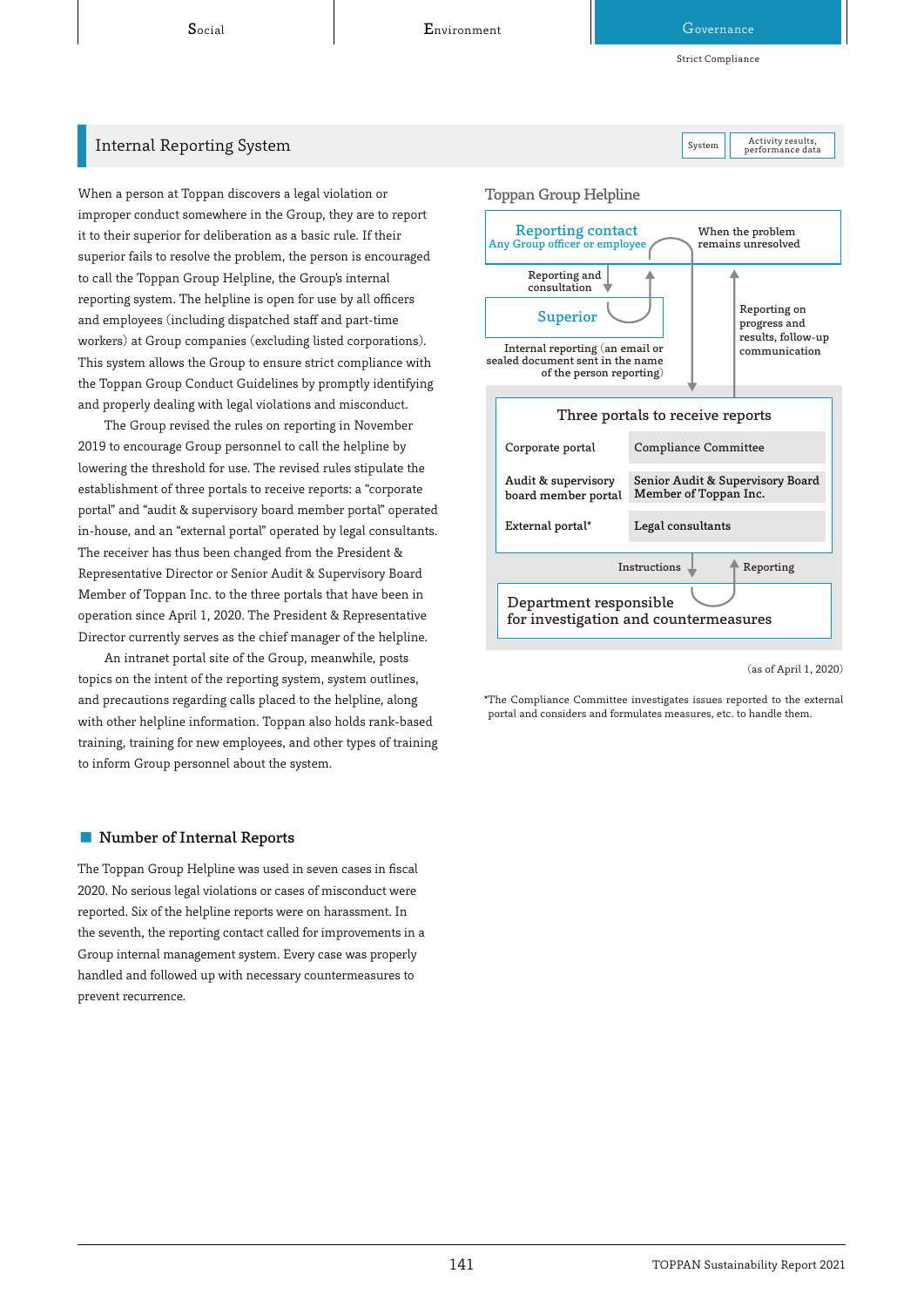## Internal Reporting System

System | Activity results, performance data

When a person at Toppan discovers a legal violation or improper conduct somewhere in the Group, they are to report it to their superior for deliberation as a basic rule. If their superior fails to resolve the problem, the person is encouraged to call the Toppan Group Helpline, the Group's internal reporting system. The helpline is open for use by all officers and employees (including dispatched staff and part-time workers) at Group companies (excluding listed corporations). This system allows the Group to ensure strict compliance with the Toppan Group Conduct Guidelines by promptly identifying and properly dealing with legal violations and misconduct.

The Group revised the rules on reporting in November 2019 to encourage Group personnel to call the helpline by lowering the threshold for use. The revised rules stipulate the establishment of three portals to receive reports: a "corporate portal" and "audit & supervisory board member portal" operated in-house, and an "external portal" operated by legal consultants. The receiver has thus been changed from the President & Representative Director or Senior Audit & Supervisory Board Member of Toppan Inc. to the three portals that have been in operation since April 1, 2020. The President & Representative Director currently serves as the chief manager of the helpline.

An intranet portal site of the Group, meanwhile, posts topics on the intent of the reporting system, system outlines, and precautions regarding calls placed to the helpline, along with other helpline information. Toppan also holds rank-based training, training for new employees, and other types of training to inform Group personnel about the system.

### Toppan Group Helpline

Reporting contact
Any Group officer or employee

When the problem remains unresolved

Reporting and consultation

Superior

Internal reporting (an email or sealed document sent in the name of the person reporting)

Reporting on progress and results, follow-up communication

Three portals to receive reports

| | |
|---|---|
| Corporate portal | Compliance Committee |
| Audit & supervisory board member portal | Senior Audit & Supervisory Board Member of Toppan Inc. |
| External portal* | Legal consultants |

Instructions

Reporting

Department responsible for investigation and countermeasures

(as of April 1, 2020)

*The Compliance Committee investigates issues reported to the external portal and considers and formulates measures, etc. to handle them.

### Number of Internal Reports

The Toppan Group Helpline was used in seven cases in fiscal 2020. No serious legal violations or cases of misconduct were reported. Six of the helpline reports were on harassment. In the seventh, the reporting contact called for improvements in a Group internal management system. Every case was properly handled and followed up with necessary countermeasures to prevent recurrence.